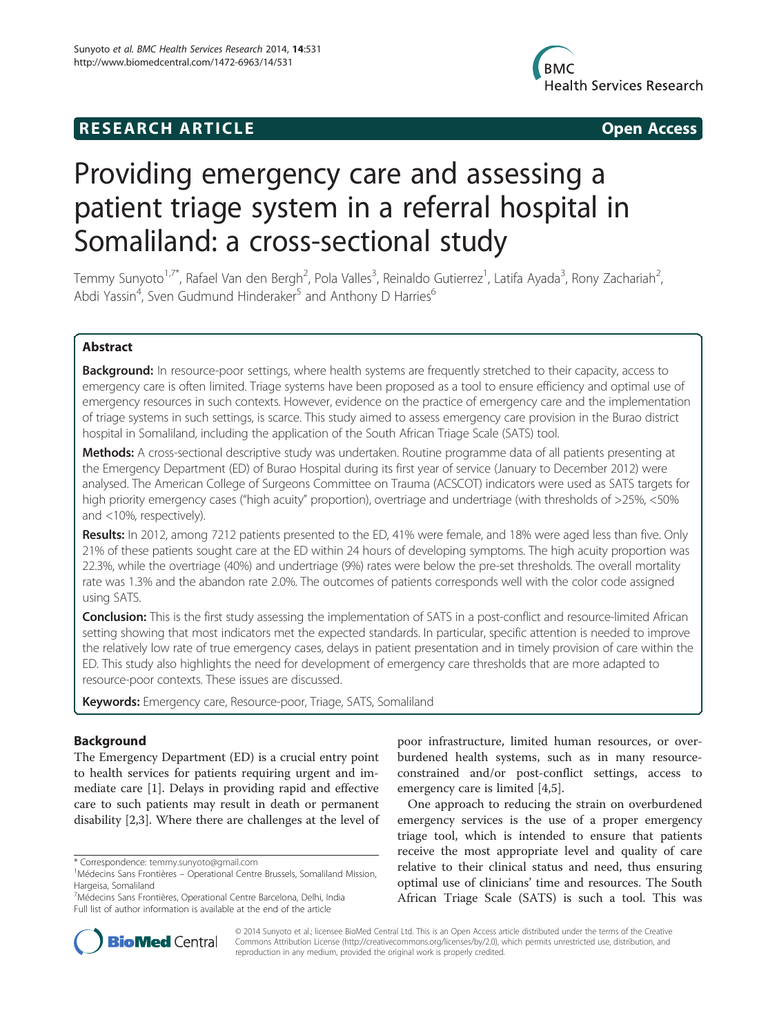**RESEARCH ARTICLE** **Open Access**

# Providing emergency care and assessing a patient triage system in a referral hospital in Somaliland: a cross-sectional study

Temmy Sunyoto[1,7*], Rafael Van den Bergh[2], Pola Valles[3], Reinaldo Gutierrez[1], Latifa Ayada[3], Rony Zachariah[2], Abdi Yassin[4], Sven Gudmund Hinderaker[5] and Anthony D Harries[6]

## Abstract

**Background:** In resource-poor settings, where health systems are frequently stretched to their capacity, access to emergency care is often limited. Triage systems have been proposed as a tool to ensure efficiency and optimal use of emergency resources in such contexts. However, evidence on the practice of emergency care and the implementation of triage systems in such settings, is scarce. This study aimed to assess emergency care provision in the Burao district hospital in Somaliland, including the application of the South African Triage Scale (SATS) tool.

**Methods:** A cross-sectional descriptive study was undertaken. Routine programme data of all patients presenting at the Emergency Department (ED) of Burao Hospital during its first year of service (January to December 2012) were analysed. The American College of Surgeons Committee on Trauma (ACSCOT) indicators were used as SATS targets for high priority emergency cases ("high acuity" proportion), overtriage and undertriage (with thresholds of >25%, <50% and <10%, respectively).

**Results:** In 2012, among 7212 patients presented to the ED, 41% were female, and 18% were aged less than five. Only 21% of these patients sought care at the ED within 24 hours of developing symptoms. The high acuity proportion was 22.3%, while the overtriage (40%) and undertriage (9%) rates were below the pre-set thresholds. The overall mortality rate was 1.3% and the abandon rate 2.0%. The outcomes of patients corresponds well with the color code assigned using SATS.

**Conclusion:** This is the first study assessing the implementation of SATS in a post-conflict and resource-limited African setting showing that most indicators met the expected standards. In particular, specific attention is needed to improve the relatively low rate of true emergency cases, delays in patient presentation and in timely provision of care within the ED. This study also highlights the need for development of emergency care thresholds that are more adapted to resource-poor contexts. These issues are discussed.

**Keywords:** Emergency care, Resource-poor, Triage, SATS, Somaliland

## Background

The Emergency Department (ED) is a crucial entry point to health services for patients requiring urgent and immediate care [1]. Delays in providing rapid and effective care to such patients may result in death or permanent disability [2,3]. Where there are challenges at the level of poor infrastructure, limited human resources, or overburdened health systems, such as in many resource-constrained and/or post-conflict settings, access to emergency care is limited [4,5].

One approach to reducing the strain on overburdened emergency services is the use of a proper emergency triage tool, which is intended to ensure that patients receive the most appropriate level and quality of care relative to their clinical status and need, thus ensuring optimal use of clinicians' time and resources. The South African Triage Scale (SATS) is such a tool. This was

\* Correspondence: temmy.sunyoto@gmail.com
[1]Médecins Sans Frontières – Operational Centre Brussels, Somaliland Mission, Hargeisa, Somaliland
[7]Médecins Sans Frontières, Operational Centre Barcelona, Delhi, India
Full list of author information is available at the end of the article

© 2014 Sunyoto et al.; licensee BioMed Central Ltd. This is an Open Access article distributed under the terms of the Creative Commons Attribution License (http://creativecommons.org/licenses/by/2.0), which permits unrestricted use, distribution, and reproduction in any medium, provided the original work is properly credited.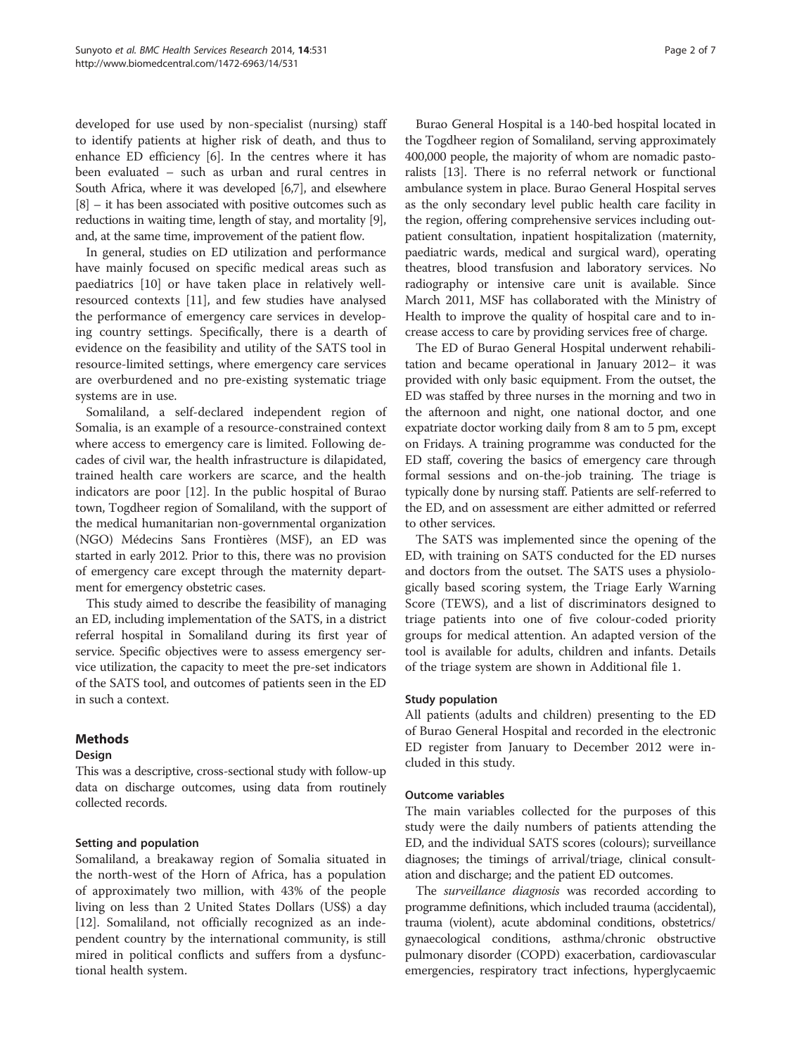developed for use used by non-specialist (nursing) staff to identify patients at higher risk of death, and thus to enhance ED efficiency [6]. In the centres where it has been evaluated – such as urban and rural centres in South Africa, where it was developed [6,7], and elsewhere [8] – it has been associated with positive outcomes such as reductions in waiting time, length of stay, and mortality [9], and, at the same time, improvement of the patient flow.

In general, studies on ED utilization and performance have mainly focused on specific medical areas such as paediatrics [10] or have taken place in relatively well-resourced contexts [11], and few studies have analysed the performance of emergency care services in developing country settings. Specifically, there is a dearth of evidence on the feasibility and utility of the SATS tool in resource-limited settings, where emergency care services are overburdened and no pre-existing systematic triage systems are in use.

Somaliland, a self-declared independent region of Somalia, is an example of a resource-constrained context where access to emergency care is limited. Following decades of civil war, the health infrastructure is dilapidated, trained health care workers are scarce, and the health indicators are poor [12]. In the public hospital of Burao town, Togdheer region of Somaliland, with the support of the medical humanitarian non-governmental organization (NGO) Médecins Sans Frontières (MSF), an ED was started in early 2012. Prior to this, there was no provision of emergency care except through the maternity department for emergency obstetric cases.

This study aimed to describe the feasibility of managing an ED, including implementation of the SATS, in a district referral hospital in Somaliland during its first year of service. Specific objectives were to assess emergency service utilization, the capacity to meet the pre-set indicators of the SATS tool, and outcomes of patients seen in the ED in such a context.

## Methods

### Design

This was a descriptive, cross-sectional study with follow-up data on discharge outcomes, using data from routinely collected records.

### Setting and population

Somaliland, a breakaway region of Somalia situated in the north-west of the Horn of Africa, has a population of approximately two million, with 43% of the people living on less than 2 United States Dollars (US$) a day [12]. Somaliland, not officially recognized as an independent country by the international community, is still mired in political conflicts and suffers from a dysfunctional health system.

Burao General Hospital is a 140-bed hospital located in the Togdheer region of Somaliland, serving approximately 400,000 people, the majority of whom are nomadic pastoralists [13]. There is no referral network or functional ambulance system in place. Burao General Hospital serves as the only secondary level public health care facility in the region, offering comprehensive services including outpatient consultation, inpatient hospitalization (maternity, paediatric wards, medical and surgical ward), operating theatres, blood transfusion and laboratory services. No radiography or intensive care unit is available. Since March 2011, MSF has collaborated with the Ministry of Health to improve the quality of hospital care and to increase access to care by providing services free of charge.

The ED of Burao General Hospital underwent rehabilitation and became operational in January 2012– it was provided with only basic equipment. From the outset, the ED was staffed by three nurses in the morning and two in the afternoon and night, one national doctor, and one expatriate doctor working daily from 8 am to 5 pm, except on Fridays. A training programme was conducted for the ED staff, covering the basics of emergency care through formal sessions and on-the-job training. The triage is typically done by nursing staff. Patients are self-referred to the ED, and on assessment are either admitted or referred to other services.

The SATS was implemented since the opening of the ED, with training on SATS conducted for the ED nurses and doctors from the outset. The SATS uses a physiologically based scoring system, the Triage Early Warning Score (TEWS), and a list of discriminators designed to triage patients into one of five colour-coded priority groups for medical attention. An adapted version of the tool is available for adults, children and infants. Details of the triage system are shown in Additional file 1.

### Study population

All patients (adults and children) presenting to the ED of Burao General Hospital and recorded in the electronic ED register from January to December 2012 were included in this study.

### Outcome variables

The main variables collected for the purposes of this study were the daily numbers of patients attending the ED, and the individual SATS scores (colours); surveillance diagnoses; the timings of arrival/triage, clinical consultation and discharge; and the patient ED outcomes.

The *surveillance diagnosis* was recorded according to programme definitions, which included trauma (accidental), trauma (violent), acute abdominal conditions, obstetrics/gynaecological conditions, asthma/chronic obstructive pulmonary disorder (COPD) exacerbation, cardiovascular emergencies, respiratory tract infections, hyperglycaemic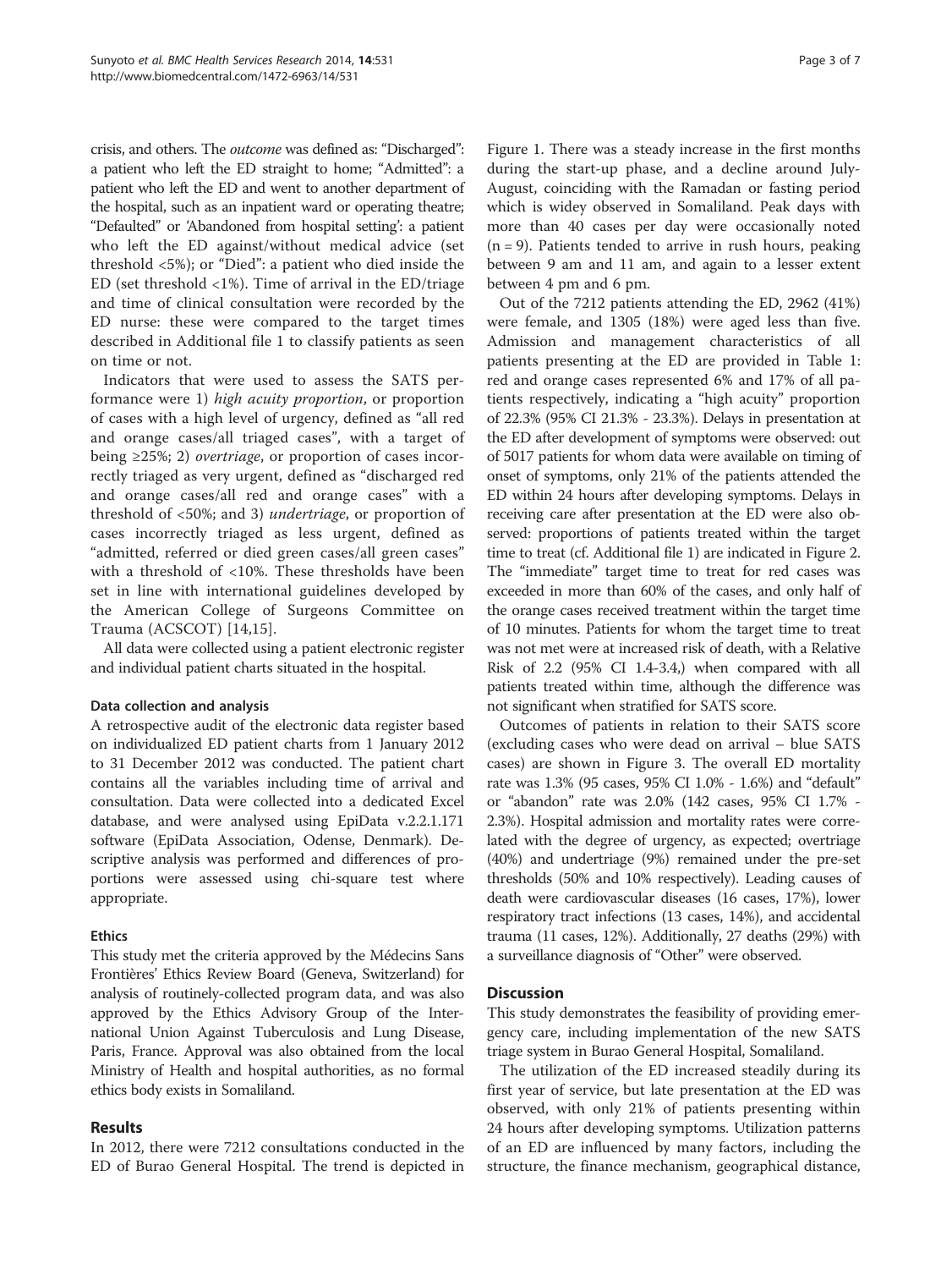crisis, and others. The *outcome* was defined as: "Discharged": a patient who left the ED straight to home; "Admitted": a patient who left the ED and went to another department of the hospital, such as an inpatient ward or operating theatre; "Defaulted" or 'Abandoned from hospital setting': a patient who left the ED against/without medical advice (set threshold <5%); or "Died": a patient who died inside the ED (set threshold <1%). Time of arrival in the ED/triage and time of clinical consultation were recorded by the ED nurse: these were compared to the target times described in Additional file 1 to classify patients as seen on time or not.

Indicators that were used to assess the SATS performance were 1) *high acuity proportion*, or proportion of cases with a high level of urgency, defined as "all red and orange cases/all triaged cases", with a target of being ≥25%; 2) *overtriage*, or proportion of cases incorrectly triaged as very urgent, defined as "discharged red and orange cases/all red and orange cases" with a threshold of <50%; and 3) *undertriage*, or proportion of cases incorrectly triaged as less urgent, defined as "admitted, referred or died green cases/all green cases" with a threshold of <10%. These thresholds have been set in line with international guidelines developed by the American College of Surgeons Committee on Trauma (ACSCOT) [14,15].

All data were collected using a patient electronic register and individual patient charts situated in the hospital.

### Data collection and analysis

A retrospective audit of the electronic data register based on individualized ED patient charts from 1 January 2012 to 31 December 2012 was conducted. The patient chart contains all the variables including time of arrival and consultation. Data were collected into a dedicated Excel database, and were analysed using EpiData v.2.2.1.171 software (EpiData Association, Odense, Denmark). Descriptive analysis was performed and differences of proportions were assessed using chi-square test where appropriate.

### Ethics

This study met the criteria approved by the Médecins Sans Frontières' Ethics Review Board (Geneva, Switzerland) for analysis of routinely-collected program data, and was also approved by the Ethics Advisory Group of the International Union Against Tuberculosis and Lung Disease, Paris, France. Approval was also obtained from the local Ministry of Health and hospital authorities, as no formal ethics body exists in Somaliland.

## Results

In 2012, there were 7212 consultations conducted in the ED of Burao General Hospital. The trend is depicted in Figure 1. There was a steady increase in the first months during the start-up phase, and a decline around July-August, coinciding with the Ramadan or fasting period which is widey observed in Somaliland. Peak days with more than 40 cases per day were occasionally noted (n = 9). Patients tended to arrive in rush hours, peaking between 9 am and 11 am, and again to a lesser extent between 4 pm and 6 pm.

Out of the 7212 patients attending the ED, 2962 (41%) were female, and 1305 (18%) were aged less than five. Admission and management characteristics of all patients presenting at the ED are provided in Table 1: red and orange cases represented 6% and 17% of all patients respectively, indicating a "high acuity" proportion of 22.3% (95% CI 21.3% - 23.3%). Delays in presentation at the ED after development of symptoms were observed: out of 5017 patients for whom data were available on timing of onset of symptoms, only 21% of the patients attended the ED within 24 hours after developing symptoms. Delays in receiving care after presentation at the ED were also observed: proportions of patients treated within the target time to treat (cf. Additional file 1) are indicated in Figure 2. The "immediate" target time to treat for red cases was exceeded in more than 60% of the cases, and only half of the orange cases received treatment within the target time of 10 minutes. Patients for whom the target time to treat was not met were at increased risk of death, with a Relative Risk of 2.2 (95% CI 1.4-3.4,) when compared with all patients treated within time, although the difference was not significant when stratified for SATS score.

Outcomes of patients in relation to their SATS score (excluding cases who were dead on arrival – blue SATS cases) are shown in Figure 3. The overall ED mortality rate was 1.3% (95 cases, 95% CI 1.0% - 1.6%) and "default" or "abandon" rate was 2.0% (142 cases, 95% CI 1.7% - 2.3%). Hospital admission and mortality rates were correlated with the degree of urgency, as expected; overtriage (40%) and undertriage (9%) remained under the pre-set thresholds (50% and 10% respectively). Leading causes of death were cardiovascular diseases (16 cases, 17%), lower respiratory tract infections (13 cases, 14%), and accidental trauma (11 cases, 12%). Additionally, 27 deaths (29%) with a surveillance diagnosis of "Other" were observed.

## Discussion

This study demonstrates the feasibility of providing emergency care, including implementation of the new SATS triage system in Burao General Hospital, Somaliland.

The utilization of the ED increased steadily during its first year of service, but late presentation at the ED was observed, with only 21% of patients presenting within 24 hours after developing symptoms. Utilization patterns of an ED are influenced by many factors, including the structure, the finance mechanism, geographical distance,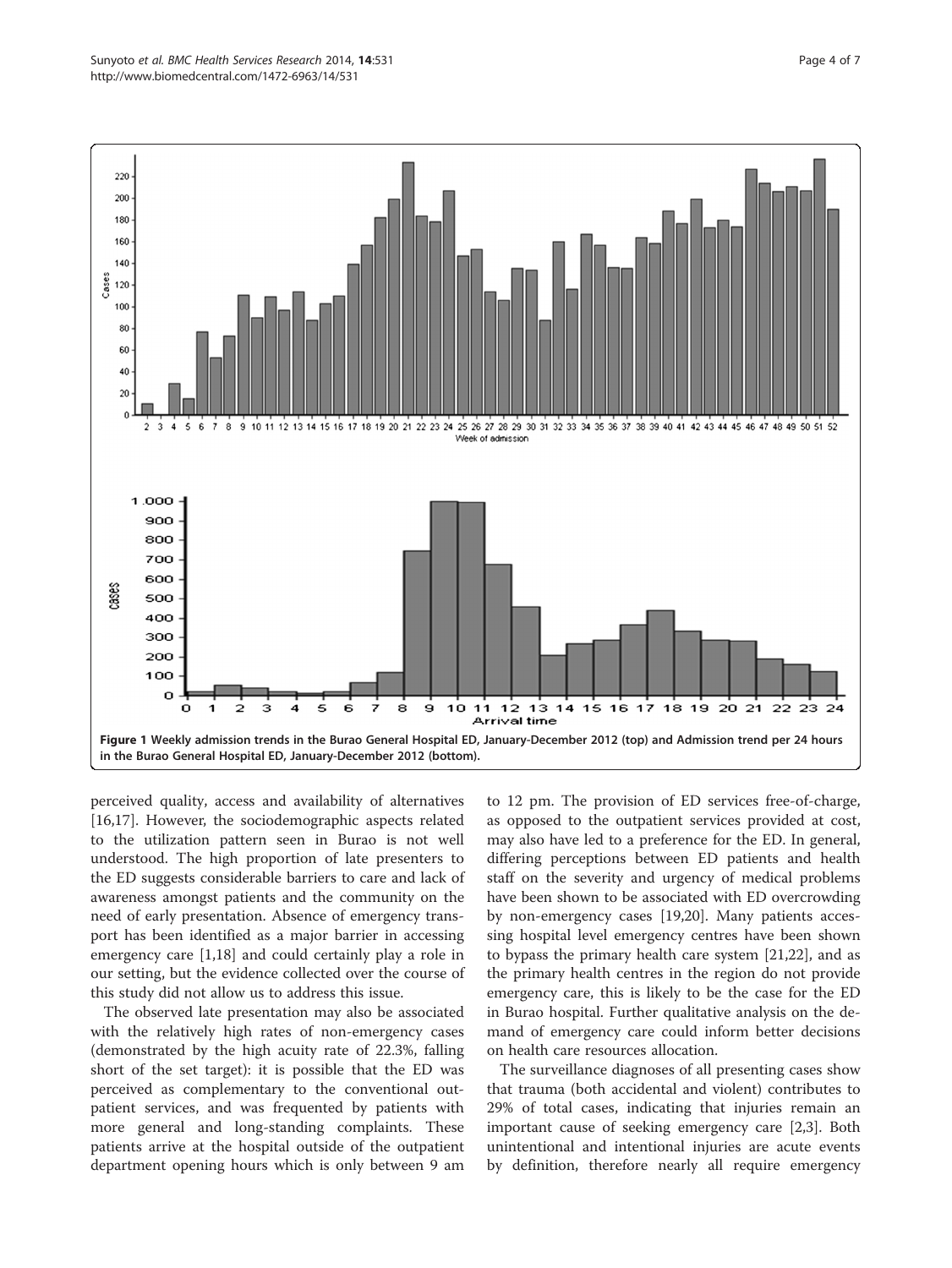Figure 1 Weekly admission trends in the Burao General Hospital ED, January-December 2012 (top) and Admission trend per 24 hours in the Burao General Hospital ED, January-December 2012 (bottom).

perceived quality, access and availability of alternatives [16,17]. However, the sociodemographic aspects related to the utilization pattern seen in Burao is not well understood. The high proportion of late presenters to the ED suggests considerable barriers to care and lack of awareness amongst patients and the community on the need of early presentation. Absence of emergency transport has been identified as a major barrier in accessing emergency care [1,18] and could certainly play a role in our setting, but the evidence collected over the course of this study did not allow us to address this issue.

The observed late presentation may also be associated with the relatively high rates of non-emergency cases (demonstrated by the high acuity rate of 22.3%, falling short of the set target): it is possible that the ED was perceived as complementary to the conventional outpatient services, and was frequented by patients with more general and long-standing complaints. These patients arrive at the hospital outside of the outpatient department opening hours which is only between 9 am to 12 pm. The provision of ED services free-of-charge, as opposed to the outpatient services provided at cost, may also have led to a preference for the ED. In general, differing perceptions between ED patients and health staff on the severity and urgency of medical problems have been shown to be associated with ED overcrowding by non-emergency cases [19,20]. Many patients accessing hospital level emergency centres have been shown to bypass the primary health care system [21,22], and as the primary health centres in the region do not provide emergency care, this is likely to be the case for the ED in Burao hospital. Further qualitative analysis on the demand of emergency care could inform better decisions on health care resources allocation.

The surveillance diagnoses of all presenting cases show that trauma (both accidental and violent) contributes to 29% of total cases, indicating that injuries remain an important cause of seeking emergency care [2,3]. Both unintentional and intentional injuries are acute events by definition, therefore nearly all require emergency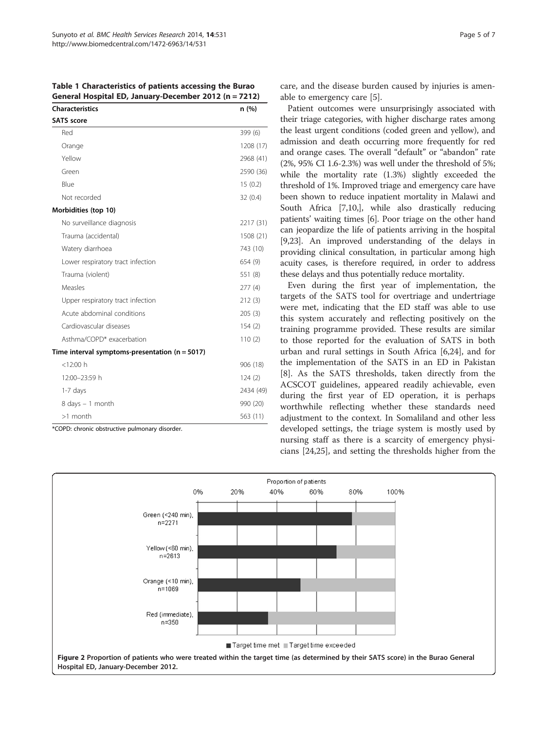**Table 1 Characteristics of patients accessing the Burao General Hospital ED, January-December 2012 (n = 7212)**

| Characteristics | n (%) |
|---|---|
| **SATS score** | |
| Red | 399 (6) |
| Orange | 1208 (17) |
| Yellow | 2968 (41) |
| Green | 2590 (36) |
| Blue | 15 (0.2) |
| Not recorded | 32 (0.4) |
| **Morbidities (top 10)** | |
| No surveillance diagnosis | 2217 (31) |
| Trauma (accidental) | 1508 (21) |
| Watery diarrhoea | 743 (10) |
| Lower respiratory tract infection | 654 (9) |
| Trauma (violent) | 551 (8) |
| Measles | 277 (4) |
| Upper respiratory tract infection | 212 (3) |
| Acute abdominal conditions | 205 (3) |
| Cardiovascular diseases | 154 (2) |
| Asthma/COPD* exacerbation | 110 (2) |
| **Time interval symptoms-presentation (n = 5017)** | |
| <12:00 h | 906 (18) |
| 12:00–23:59 h | 124 (2) |
| 1-7 days | 2434 (49) |
| 8 days – 1 month | 990 (20) |
| >1 month | 563 (11) |

*COPD: chronic obstructive pulmonary disorder.

care, and the disease burden caused by injuries is amenable to emergency care [5].

Patient outcomes were unsurprisingly associated with their triage categories, with higher discharge rates among the least urgent conditions (coded green and yellow), and admission and death occurring more frequently for red and orange cases. The overall "default" or "abandon" rate (2%, 95% CI 1.6-2.3%) was well under the threshold of 5%; while the mortality rate (1.3%) slightly exceeded the threshold of 1%. Improved triage and emergency care have been shown to reduce inpatient mortality in Malawi and South Africa [7,10,], while also drastically reducing patients' waiting times [6]. Poor triage on the other hand can jeopardize the life of patients arriving in the hospital [9,23]. An improved understanding of the delays in providing clinical consultation, in particular among high acuity cases, is therefore required, in order to address these delays and thus potentially reduce mortality.

Even during the first year of implementation, the targets of the SATS tool for overtriage and undertriage were met, indicating that the ED staff was able to use this system accurately and reflecting positively on the training programme provided. These results are similar to those reported for the evaluation of SATS in both urban and rural settings in South Africa [6,24], and for the implementation of the SATS in an ED in Pakistan [8]. As the SATS thresholds, taken directly from the ACSCOT guidelines, appeared readily achievable, even during the first year of ED operation, it is perhaps worthwhile reflecting whether these standards need adjustment to the context. In Somaliland and other less developed settings, the triage system is mostly used by nursing staff as there is a scarcity of emergency physicians [24,25], and setting the thresholds higher from the

**Figure 2 Proportion of patients who were treated within the target time (as determined by their SATS score) in the Burao General Hospital ED, January-December 2012.**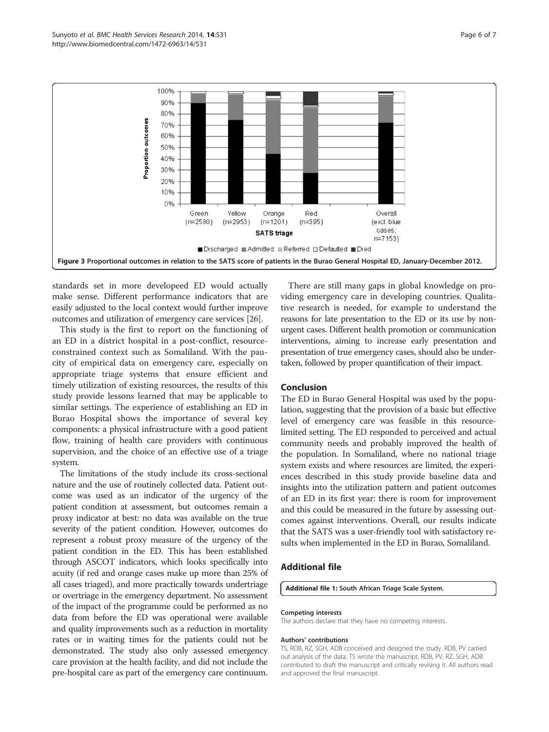Figure 3 Proportional outcomes in relation to the SATS score of patients in the Burao General Hospital ED, January-December 2012.

standards set in more developeed ED would actually make sense. Different performance indicators that are easily adjusted to the local context would further improve outcomes and utilization of emergency care services [26].

This study is the first to report on the functioning of an ED in a district hospital in a post-conflict, resource-constrained context such as Somaliland. With the paucity of empirical data on emergency care, especially on appropriate triage systems that ensure efficient and timely utilization of existing resources, the results of this study provide lessons learned that may be applicable to similar settings. The experience of establishing an ED in Burao Hospital shows the importance of several key components: a physical infrastructure with a good patient flow, training of health care providers with continuous supervision, and the choice of an effective use of a triage system.

The limitations of the study include its cross-sectional nature and the use of routinely collected data. Patient outcome was used as an indicator of the urgency of the patient condition at assessment, but outcomes remain a proxy indicator at best: no data was available on the true severity of the patient condition. However, outcomes do represent a robust proxy measure of the urgency of the patient condition in the ED. This has been established through ASCOT indicators, which looks specifically into acuity (if red and orange cases make up more than 25% of all cases triaged), and more practically towards undertriage or overtriage in the emergency department. No assessment of the impact of the programme could be performed as no data from before the ED was operational were available and quality improvements such as a reduction in mortality rates or in waiting times for the patients could not be demonstrated. The study also only assessed emergency care provision at the health facility, and did not include the pre-hospital care as part of the emergency care continuum.

There are still many gaps in global knowledge on providing emergency care in developing countries. Qualitative research is needed, for example to understand the reasons for late presentation to the ED or its use by non-urgent cases. Different health promotion or communication interventions, aiming to increase early presentation and presentation of true emergency cases, should also be undertaken, followed by proper quantification of their impact.

## Conclusion

The ED in Burao General Hospital was used by the population, suggesting that the provision of a basic but effective level of emergency care was feasible in this resource-limited setting. The ED responded to perceived and actual community needs and probably improved the health of the population. In Somaliland, where no national triage system exists and where resources are limited, the experiences described in this study provide baseline data and insights into the utilization pattern and patient outcomes of an ED in its first year: there is room for improvement and this could be measured in the future by assessing outcomes against interventions. Overall, our results indicate that the SATS was a user-friendly tool with satisfactory results when implemented in the ED in Burao, Somaliland.

## Additional file

**Additional file 1:** South African Triage Scale System.

#### Competing interests

The authors declare that they have no competing interests.

#### Authors' contributions

TS, RDB, RZ, SGH, ADB conceived and designed the study. RDB, PV carried out analysis of the data. TS wrote the manuscript, RDB, PV, RZ, SGH, ADB contributed to draft the manuscript and critically revising it. All authors read and approved the final manuscript.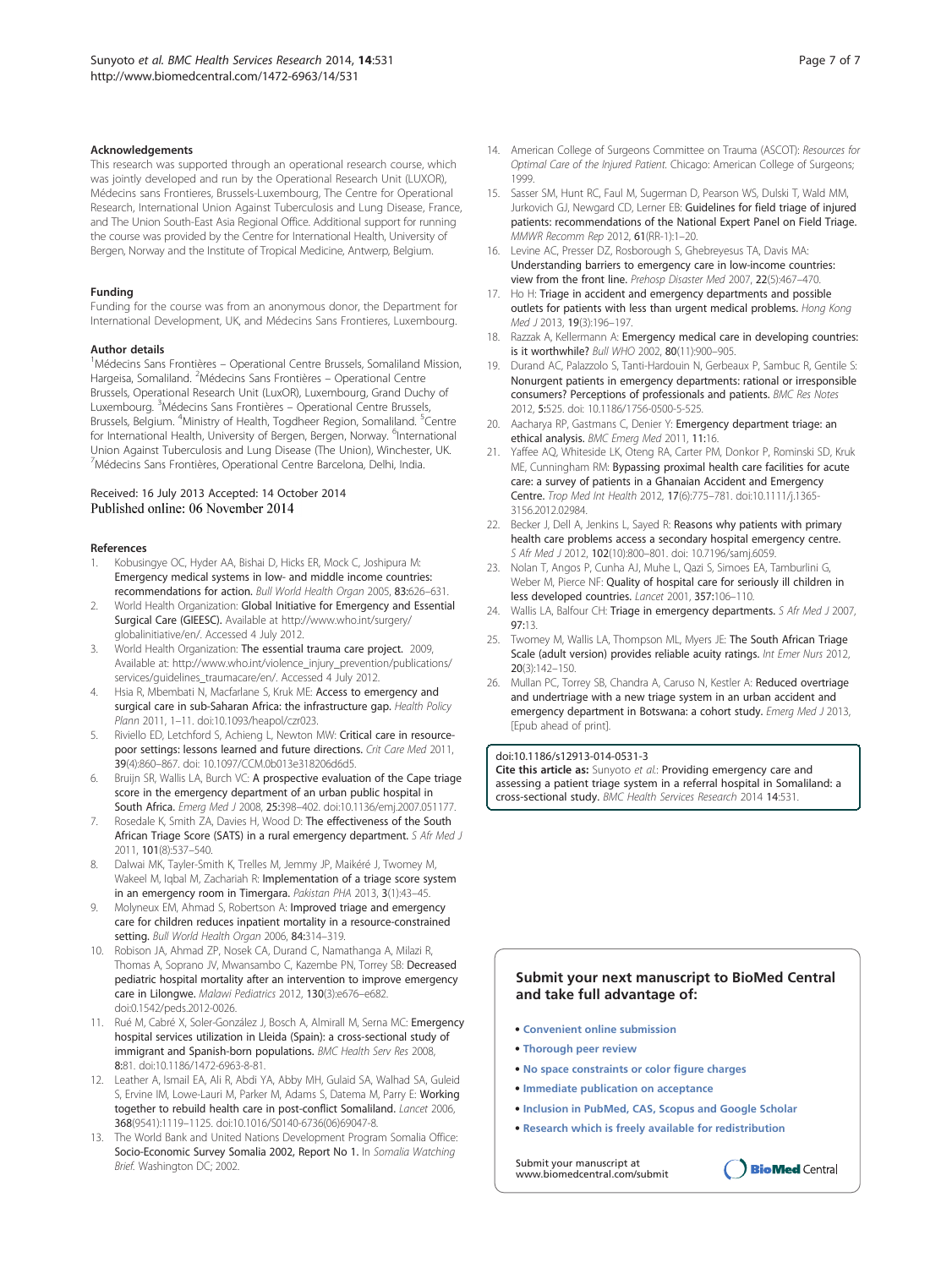## Acknowledgements

This research was supported through an operational research course, which was jointly developed and run by the Operational Research Unit (LUXOR), Médecins sans Frontieres, Brussels-Luxembourg, The Centre for Operational Research, International Union Against Tuberculosis and Lung Disease, France, and The Union South-East Asia Regional Office. Additional support for running the course was provided by the Centre for International Health, University of Bergen, Norway and the Institute of Tropical Medicine, Antwerp, Belgium.

## Funding

Funding for the course was from an anonymous donor, the Department for International Development, UK, and Médecins Sans Frontieres, Luxembourg.

## Author details

[1]Médecins Sans Frontières – Operational Centre Brussels, Somaliland Mission, Hargeisa, Somaliland. [2]Médecins Sans Frontières – Operational Centre Brussels, Operational Research Unit (LuxOR), Luxembourg, Grand Duchy of Luxembourg. [3]Médecins Sans Frontières – Operational Centre Brussels, Brussels, Belgium. [4]Ministry of Health, Togdheer Region, Somaliland. [5]Centre for International Health, University of Bergen, Bergen, Norway. [6]International Union Against Tuberculosis and Lung Disease (The Union), Winchester, UK. [7]Médecins Sans Frontières, Operational Centre Barcelona, Delhi, India.

Received: 16 July 2013 Accepted: 14 October 2014
Published online: 06 November 2014

## References

1. Kobusingye OC, Hyder AA, Bishai D, Hicks ER, Mock C, Joshipura M: **Emergency medical systems in low- and middle income countries: recommendations for action.** *Bull World Health Organ* 2005, **83**:626–631.
2. World Health Organization: **Global Initiative for Emergency and Essential Surgical Care (GIEESC).** Available at http://www.who.int/surgery/globalinitiative/en/. Accessed 4 July 2012.
3. World Health Organization: **The essential trauma care project.** 2009, Available at: http://www.who.int/violence_injury_prevention/publications/services/guidelines_traumacare/en/. Accessed 4 July 2012.
4. Hsia R, Mbembati N, Macfarlane S, Kruk ME: **Access to emergency and surgical care in sub-Saharan Africa: the infrastructure gap.** *Health Policy Plann* 2011, 1–11. doi:10.1093/heapol/czr023.
5. Riviello ED, Letchford S, Achieng L, Newton MW: **Critical care in resource-poor settings: lessons learned and future directions.** *Crit Care Med* 2011, **39**(4):860–867. doi: 10.1097/CCM.0b013e318206d6d5.
6. Bruijn SR, Wallis LA, Burch VC: **A prospective evaluation of the Cape triage score in the emergency department of an urban public hospital in South Africa.** *Emerg Med J* 2008, **25**:398–402. doi:10.1136/emj.2007.051177.
7. Rosedale K, Smith ZA, Davies H, Wood D: **The effectiveness of the South African Triage Score (SATS) in a rural emergency department.** *S Afr Med J* 2011, **101**(8):537–540.
8. Dalwai MK, Tayler-Smith K, Trelles M, Jemmy JP, Maikéré J, Twomey M, Wakeel M, Iqbal M, Zachariah R: **Implementation of a triage score system in an emergency room in Timergara.** *Pakistan PHA* 2013, **3**(1):43–45.
9. Molyneux EM, Ahmad S, Robertson A: **Improved triage and emergency care for children reduces inpatient mortality in a resource-constrained setting.** *Bull World Health Organ* 2006, **84**:314–319.
10. Robison JA, Ahmad ZP, Nosek CA, Durand C, Namathanga A, Milazi R, Thomas A, Soprano JV, Mwansambo C, Kazembe PN, Torrey SB: **Decreased pediatric hospital mortality after an intervention to improve emergency care in Lilongwe.** *Malawi Pediatrics* 2012, **130**(3):e676–e682. doi:0.1542/peds.2012-0026.
11. Rué M, Cabré X, Soler-González J, Bosch A, Almirall M, Serna MC: **Emergency hospital services utilization in Lleida (Spain): a cross-sectional study of immigrant and Spanish-born populations.** *BMC Health Serv Res* 2008, **8**:81. doi:10.1186/1472-6963-8-81.
12. Leather A, Ismail EA, Ali R, Abdi YA, Abby MH, Gulaid SA, Walhad SA, Guleid S, Ervine IM, Lowe-Lauri M, Parker M, Adams S, Datema M, Parry E: **Working together to rebuild health care in post-conflict Somaliland.** *Lancet* 2006, **368**(9541):1119–1125. doi:10.1016/S0140-6736(06)69047-8.
13. The World Bank and United Nations Development Program Somalia Office: **Socio-Economic Survey Somalia 2002, Report No 1.** In *Somalia Watching Brief*. Washington DC; 2002.
14. American College of Surgeons Committee on Trauma (ASCOT): *Resources for Optimal Care of the Injured Patient*. Chicago: American College of Surgeons; 1999.
15. Sasser SM, Hunt RC, Faul M, Sugerman D, Pearson WS, Dulski T, Wald MM, Jurkovich GJ, Newgard CD, Lerner EB: **Guidelines for field triage of injured patients: recommendations of the National Expert Panel on Field Triage.** *MMWR Recomm Rep* 2012, **61**(RR-1):1–20.
16. Levine AC, Presser DZ, Rosborough S, Ghebreyesus TA, Davis MA: **Understanding barriers to emergency care in low-income countries: view from the front line.** *Prehosp Disaster Med* 2007, **22**(5):467–470.
17. Ho H: **Triage in accident and emergency departments and possible outlets for patients with less than urgent medical problems.** *Hong Kong Med J* 2013, **19**(3):196–197.
18. Razzak A, Kellermann A: **Emergency medical care in developing countries: is it worthwhile?** *Bull WHO* 2002, **80**(11):900–905.
19. Durand AC, Palazzolo S, Tanti-Hardouin N, Gerbeaux P, Sambuc R, Gentile S: **Nonurgent patients in emergency departments: rational or irresponsible consumers? Perceptions of professionals and patients.** *BMC Res Notes* 2012, **5**:525. doi: 10.1186/1756-0500-5-525.
20. Aacharya RP, Gastmans C, Denier Y: **Emergency department triage: an ethical analysis.** *BMC Emerg Med* 2011, **11**:16.
21. Yaffee AQ, Whiteside LK, Oteng RA, Carter PM, Donkor P, Rominski SD, Kruk ME, Cunningham RM: **Bypassing proximal health care facilities for acute care: a survey of patients in a Ghanaian Accident and Emergency Centre.** *Trop Med Int Health* 2012, **17**(6):775–781. doi:10.1111/j.1365-3156.2012.02984.
22. Becker J, Dell A, Jenkins L, Sayed R: **Reasons why patients with primary health care problems access a secondary hospital emergency centre.** *S Afr Med J* 2012, **102**(10):800–801. doi: 10.7196/samj.6059.
23. Nolan T, Angos P, Cunha AJ, Muhe L, Qazi S, Simoes EA, Tamburlini G, Weber M, Pierce NF: **Quality of hospital care for seriously ill children in less developed countries.** *Lancet* 2001, **357**:106–110.
24. Wallis LA, Balfour CH: **Triage in emergency departments.** *S Afr Med J* 2007, **97**:13.
25. Twomey M, Wallis LA, Thompson ML, Myers JE: **The South African Triage Scale (adult version) provides reliable acuity ratings.** *Int Emer Nurs* 2012, **20**(3):142–150.
26. Mullan PC, Torrey SB, Chandra A, Caruso N, Kestler A: **Reduced overtriage and undertriage with a new triage system in an urban accident and emergency department in Botswana: a cohort study.** *Emerg Med J* 2013, [Epub ahead of print].

doi:10.1186/s12913-014-0531-3
**Cite this article as:** Sunyoto *et al.*: Providing emergency care and assessing a patient triage system in a referral hospital in Somaliland: a cross-sectional study. *BMC Health Services Research* 2014 **14**:531.

**Submit your next manuscript to BioMed Central and take full advantage of:**

- **Convenient online submission**
- **Thorough peer review**
- **No space constraints or color figure charges**
- **Immediate publication on acceptance**
- **Inclusion in PubMed, CAS, Scopus and Google Scholar**
- **Research which is freely available for redistribution**

Submit your manuscript at
www.biomedcentral.com/submit

BioMed Central